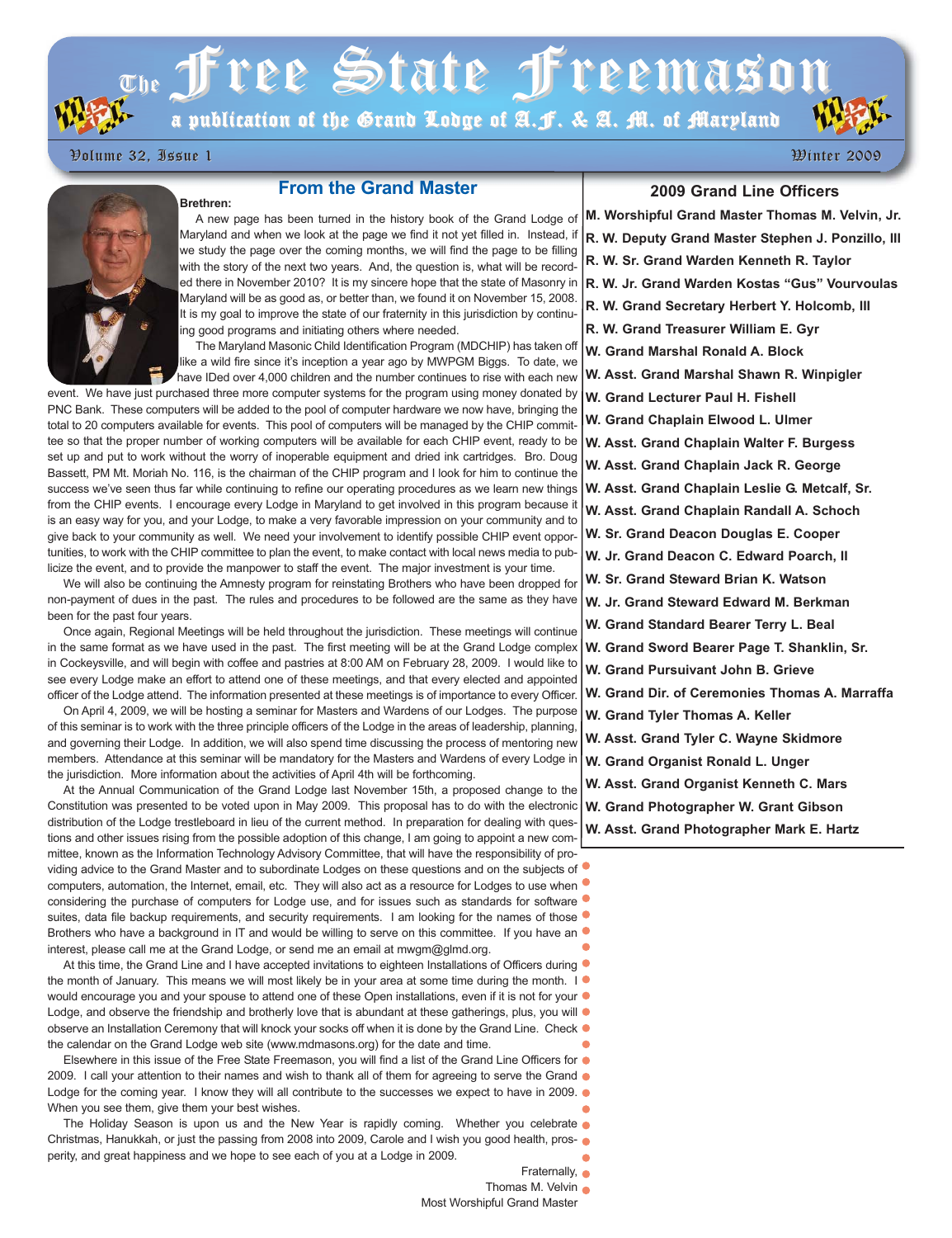# The Free State Freemason

a publication of the Grand Lodge of A.F. & A.M. of Maryland

Volume 32, Issue 1 — Winter 2009

## From the Grand Master

**Brethren:**

A new page has been turned in the history book of the Grand Lodge of Maryland and when we look at the page we find it not yet filled in. Instead, if we study the page over the coming months, we will find the page to be filling with the story of the next two years. And, the question is, what will be recorded there in November 2010? It is my sincere hope that the state of Masonry in Maryland will be as good as, or better than, we found it on November 15, 2008. It is my goal to improve the state of our fraternity in this jurisdiction by continuing good programs and initiating others where needed.

The Maryland Masonic Child Identification Program (MDCHIP) has taken off like a wild fire since it's inception a year ago by MWPGM Biggs. To date, we have IDed over 4,000 children and the number continues to rise with each new event. We have just purchased three more computer systems for the program using money donated by PNC Bank. These computers will be added to the pool of computer hardware we now have, bringing the total to 20 computers available for events. This pool of computers will be managed by the CHIP committee so that the proper number of working computers will be available for each CHIP event, ready to be set up and put to work without the worry of inoperable equipment and dried ink cartridges. Bro. Doug Bassett, PM Mt. Moriah No. 116, is the chairman of the CHIP program and I look for him to continue the success we've seen thus far while continuing to refine our operating procedures as we learn new things from the CHIP events. I encourage every Lodge in Maryland to get involved in this program because it is an easy way for you, and your Lodge, to make a very favorable impression on your community and to give back to your community as well. We need your involvement to identify possible CHIP event opportunities, to work with the CHIP committee to plan the event, to make contact with local news media to publicize the event, and to provide the manpower to staff the event. The major investment is your time.

We will also be continuing the Amnesty program for reinstating Brothers who have been dropped for non-payment of dues in the past. The rules and procedures to be followed are the same as they have been for the past four years.

Once again, Regional Meetings will be held throughout the jurisdiction. These meetings will continue in the same format as we have used in the past. The first meeting will be at the Grand Lodge complex in Cockeysville, and will begin with coffee and pastries at 8:00 AM on February 28, 2009. I would like to see every Lodge make an effort to attend one of these meetings, and that every elected and appointed officer of the Lodge attend. The information presented at these meetings is of importance to every Officer.

On April 4, 2009, we will be hosting a seminar for Masters and Wardens of our Lodges. The purpose of this seminar is to work with the three principle officers of the Lodge in the areas of leadership, planning, and governing their Lodge. In addition, we will also spend time discussing the process of mentoring new members. Attendance at this seminar will be mandatory for the Masters and Wardens of every Lodge in the jurisdiction. More information about the activities of April 4th will be forthcoming.

At the Annual Communication of the Grand Lodge last November 15th, a proposed change to the Constitution was presented to be voted upon in May 2009. This proposal has to do with the electronic distribution of the Lodge trestleboard in lieu of the current method. In preparation for dealing with questions and other issues rising from the possible adoption of this change, I am going to appoint a new committee, known as the Information Technology Advisory Committee, that will have the responsibility of providing advice to the Grand Master and to subordinate Lodges on these questions and on the subjects of computers, automation, the Internet, email, etc. They will also act as a resource for Lodges to use when considering the purchase of computers for Lodge use, and for issues such as standards for software suites, data file backup requirements, and security requirements. I am looking for the names of those Brothers who have a background in IT and would be willing to serve on this committee. If you have an interest, please call me at the Grand Lodge, or send me an email at mwgm@glmd.org.

At this time, the Grand Line and I have accepted invitations to eighteen Installations of Officers during the month of January. This means we will most likely be in your area at some time during the month. I would encourage you and your spouse to attend one of these Open installations, even if it is not for your Lodge, and observe the friendship and brotherly love that is abundant at these gatherings, plus, you will observe an Installation Ceremony that will knock your socks off when it is done by the Grand Line. Check the calendar on the Grand Lodge web site (www.mdmasons.org) for the date and time.

Elsewhere in this issue of the Free State Freemason, you will find a list of the Grand Line Officers for 2009. I call your attention to their names and wish to thank all of them for agreeing to serve the Grand Lodge for the coming year. I know they will all contribute to the successes we expect to have in 2009. When you see them, give them your best wishes.

The Holiday Season is upon us and the New Year is rapidly coming. Whether you celebrate Christmas, Hanukkah, or just the passing from 2008 into 2009, Carole and I wish you good health, prosperity, and great happiness and we hope to see each of you at a Lodge in 2009.

Fraternally,
Thomas M. Velvin
Most Worshipful Grand Master

## 2009 Grand Line Officers

**M. Worshipful Grand Master Thomas M. Velvin, Jr.**
**R. W. Deputy Grand Master Stephen J. Ponzillo, III**
**R. W. Sr. Grand Warden Kenneth R. Taylor**
**R. W. Jr. Grand Warden Kostas "Gus" Vourvoulas**
**R. W. Grand Secretary Herbert Y. Holcomb, III**
**R. W. Grand Treasurer William E. Gyr**
**W. Grand Marshal Ronald A. Block**
**W. Asst. Grand Marshal Shawn R. Winpigler**
**W. Grand Lecturer Paul H. Fishell**
**W. Grand Chaplain Elwood L. Ulmer**
**W. Asst. Grand Chaplain Walter F. Burgess**
**W. Asst. Grand Chaplain Jack R. George**
**W. Asst. Grand Chaplain Leslie G. Metcalf, Sr.**
**W. Asst. Grand Chaplain Randall A. Schoch**
**W. Sr. Grand Deacon Douglas E. Cooper**
**W. Jr. Grand Deacon C. Edward Poarch, II**
**W. Sr. Grand Steward Brian K. Watson**
**W. Jr. Grand Steward Edward M. Berkman**
**W. Grand Standard Bearer Terry L. Beal**
**W. Grand Sword Bearer Page T. Shanklin, Sr.**
**W. Grand Pursuivant John B. Grieve**
**W. Grand Dir. of Ceremonies Thomas A. Marraffa**
**W. Grand Tyler Thomas A. Keller**
**W. Asst. Grand Tyler C. Wayne Skidmore**
**W. Grand Organist Ronald L. Unger**
**W. Asst. Grand Organist Kenneth C. Mars**
**W. Grand Photographer W. Grant Gibson**
**W. Asst. Grand Photographer Mark E. Hartz**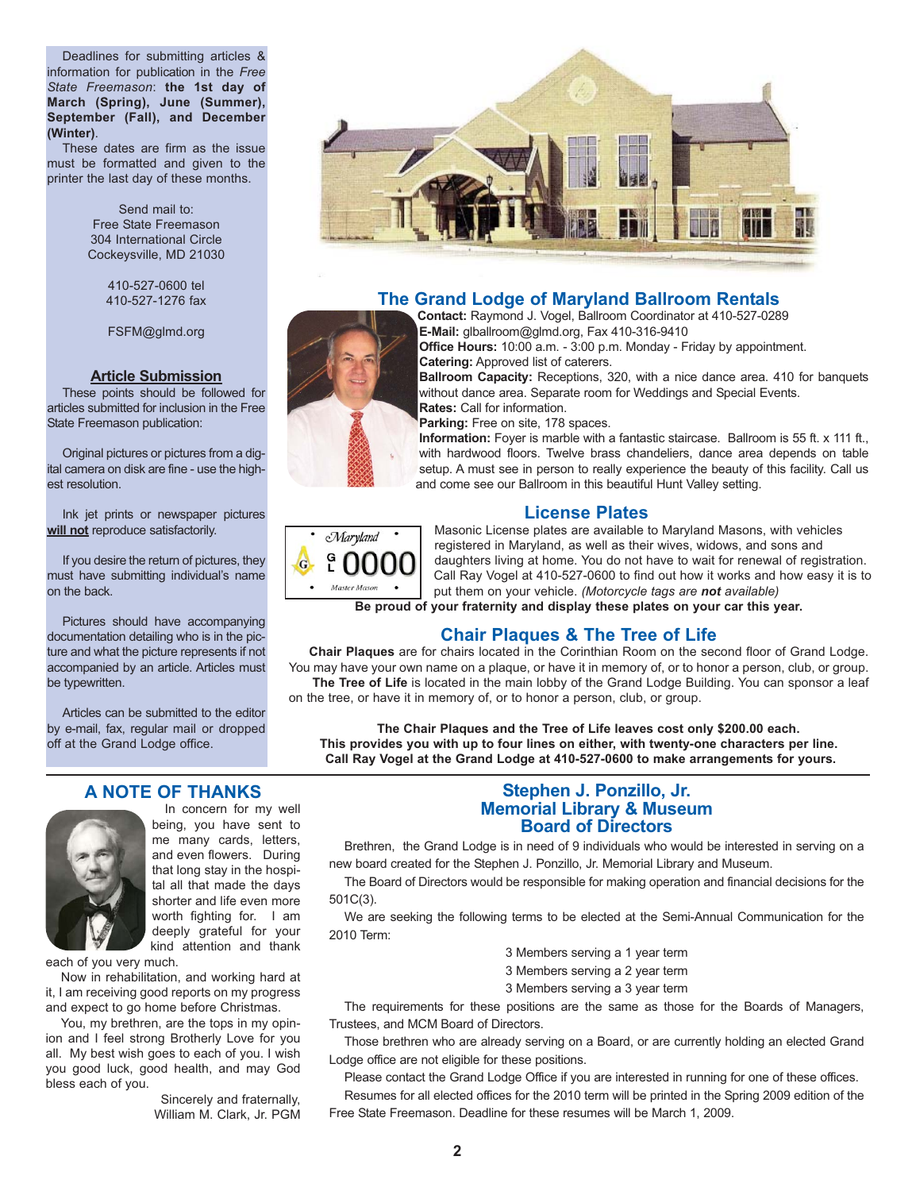Deadlines for submitting articles & information for publication in the *Free State Freemason*: **the 1st day of March (Spring), June (Summer), September (Fall), and December (Winter)**.

These dates are firm as the issue must be formatted and given to the printer the last day of these months.

Send mail to:
Free State Freemason
304 International Circle
Cockeysville, MD 21030

410-527-0600 tel
410-527-1276 fax

FSFM@glmd.org

### Article Submission

These points should be followed for articles submitted for inclusion in the Free State Freemason publication:

Original pictures or pictures from a digital camera on disk are fine - use the highest resolution.

Ink jet prints or newspaper pictures **will not** reproduce satisfactorily.

If you desire the return of pictures, they must have submitting individual's name on the back.

Pictures should have accompanying documentation detailing who is in the picture and what the picture represents if not accompanied by an article. Articles must be typewritten.

Articles can be submitted to the editor by e-mail, fax, regular mail or dropped off at the Grand Lodge office.

## The Grand Lodge of Maryland Ballroom Rentals

**Contact:** Raymond J. Vogel, Ballroom Coordinator at 410-527-0289
**E-Mail:** glballroom@glmd.org, Fax 410-316-9410
**Office Hours:** 10:00 a.m. - 3:00 p.m. Monday - Friday by appointment.
**Catering:** Approved list of caterers.
**Ballroom Capacity:** Receptions, 320, with a nice dance area. 410 for banquets without dance area. Separate room for Weddings and Special Events.
**Rates:** Call for information.
**Parking:** Free on site, 178 spaces.
**Information:** Foyer is marble with a fantastic staircase. Ballroom is 55 ft. x 111 ft., with hardwood floors. Twelve brass chandeliers, dance area depends on table setup. A must see in person to really experience the beauty of this facility. Call us and come see our Ballroom in this beautiful Hunt Valley setting.

## License Plates

Masonic License plates are available to Maryland Masons, with vehicles registered in Maryland, as well as their wives, widows, and sons and daughters living at home. You do not have to wait for renewal of registration. Call Ray Vogel at 410-527-0600 to find out how it works and how easy it is to put them on your vehicle. *(Motorcycle tags are **not** available)*

**Be proud of your fraternity and display these plates on your car this year.**

## Chair Plaques & The Tree of Life

**Chair Plaques** are for chairs located in the Corinthian Room on the second floor of Grand Lodge. You may have your own name on a plaque, or have it in memory of, or to honor a person, club, or group.

**The Tree of Life** is located in the main lobby of the Grand Lodge Building. You can sponsor a leaf on the tree, or have it in memory of, or to honor a person, club, or group.

**The Chair Plaques and the Tree of Life leaves cost only $200.00 each. This provides you with up to four lines on either, with twenty-one characters per line. Call Ray Vogel at the Grand Lodge at 410-527-0600 to make arrangements for yours.**

## A NOTE OF THANKS

In concern for my well being, you have sent to me many cards, letters, and even flowers. During that long stay in the hospital all that made the days shorter and life even more worth fighting for. I am deeply grateful for your kind attention and thank each of you very much.

Now in rehabilitation, and working hard at it, I am receiving good reports on my progress and expect to go home before Christmas.

You, my brethren, are the tops in my opinion and I feel strong Brotherly Love for you all. My best wish goes to each of you. I wish you good luck, good health, and may God bless each of you.

Sincerely and fraternally,
William M. Clark, Jr. PGM

## Stephen J. Ponzillo, Jr. Memorial Library & Museum Board of Directors

Brethren, the Grand Lodge is in need of 9 individuals who would be interested in serving on a new board created for the Stephen J. Ponzillo, Jr. Memorial Library and Museum.

The Board of Directors would be responsible for making operation and financial decisions for the 501C(3).

We are seeking the following terms to be elected at the Semi-Annual Communication for the 2010 Term:

3 Members serving a 1 year term
3 Members serving a 2 year term
3 Members serving a 3 year term

The requirements for these positions are the same as those for the Boards of Managers, Trustees, and MCM Board of Directors.

Those brethren who are already serving on a Board, or are currently holding an elected Grand Lodge office are not eligible for these positions.

Please contact the Grand Lodge Office if you are interested in running for one of these offices.

Resumes for all elected offices for the 2010 term will be printed in the Spring 2009 edition of the Free State Freemason. Deadline for these resumes will be March 1, 2009.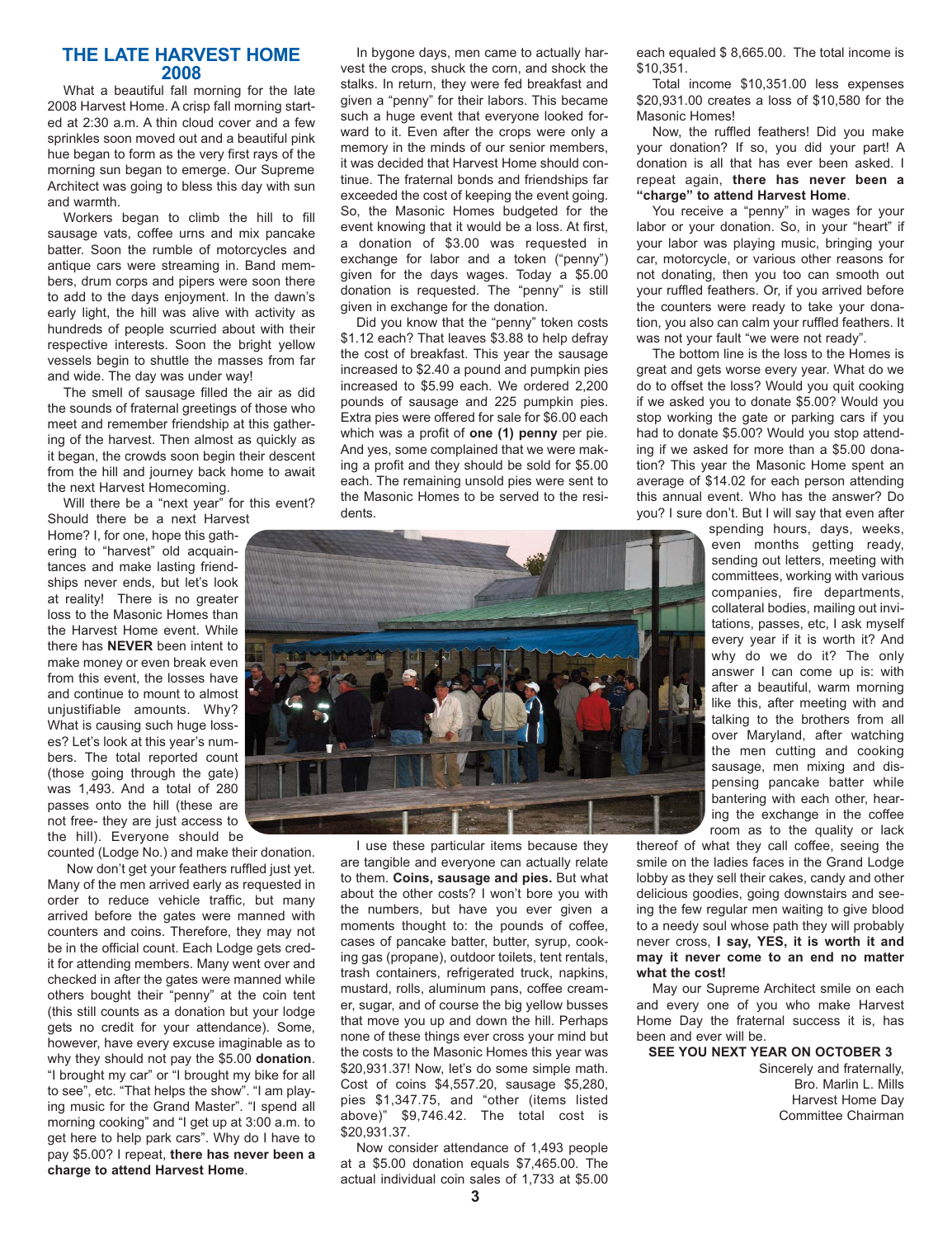## THE LATE HARVEST HOME 2008

What a beautiful fall morning for the late 2008 Harvest Home. A crisp fall morning started at 2:30 a.m. A thin cloud cover and a few sprinkles soon moved out and a beautiful pink hue began to form as the very first rays of the morning sun began to emerge. Our Supreme Architect was going to bless this day with sun and warmth.

Workers began to climb the hill to fill sausage vats, coffee urns and mix pancake batter. Soon the rumble of motorcycles and antique cars were streaming in. Band members, drum corps and pipers were soon there to add to the days enjoyment. In the dawn's early light, the hill was alive with activity as hundreds of people scurried about with their respective interests. Soon the bright yellow vessels begin to shuttle the masses from far and wide. The day was under way!

The smell of sausage filled the air as did the sounds of fraternal greetings of those who meet and remember friendship at this gathering of the harvest. Then almost as quickly as it began, the crowds soon begin their descent from the hill and journey back home to await the next Harvest Homecoming.

Will there be a "next year" for this event? Should there be a next Harvest Home? I, for one, hope this gathering to "harvest" old acquaintances and make lasting friendships never ends, but let's look at reality! There is no greater loss to the Masonic Homes than the Harvest Home event. While there has **NEVER** been intent to make money or even break even from this event, the losses have and continue to mount to almost unjustifiable amounts. Why? What is causing such huge losses? Let's look at this year's numbers. The total reported count (those going through the gate) was 1,493. And a total of 280 passes onto the hill (these are not free- they are just access to the hill). Everyone should be counted (Lodge No.) and make their donation.

Now don't get your feathers ruffled just yet. Many of the men arrived early as requested in order to reduce vehicle traffic, but many arrived before the gates were manned with counters and coins. Therefore, they may not be in the official count. Each Lodge gets credit for attending members. Many went over and checked in after the gates were manned while others bought their "penny" at the coin tent (this still counts as a donation but your lodge gets no credit for your attendance). Some, however, have every excuse imaginable as to why they should not pay the $5.00 **donation**. "I brought my car" or "I brought my bike for all to see", etc. "That helps the show". "I am playing music for the Grand Master". "I spend all morning cooking" and "I get up at 3:00 a.m. to get here to help park cars". Why do I have to pay $5.00? I repeat, **there has never been a charge to attend Harvest Home**.

In bygone days, men came to actually harvest the crops, shuck the corn, and shock the stalks. In return, they were fed breakfast and given a "penny" for their labors. This became such a huge event that everyone looked forward to it. Even after the crops were only a memory in the minds of our senior members, it was decided that Harvest Home should continue. The fraternal bonds and friendships far exceeded the cost of keeping the event going. So, the Masonic Homes budgeted for the event knowing that it would be a loss. At first, a donation of $3.00 was requested in exchange for labor and a token ("penny") given for the days wages. Today a $5.00 donation is requested. The "penny" is still given in exchange for the donation.

Did you know that the "penny" token costs $1.12 each? That leaves $3.88 to help defray the cost of breakfast. This year the sausage increased to $2.40 a pound and pumpkin pies increased to $5.99 each. We ordered 2,200 pounds of sausage and 225 pumpkin pies. Extra pies were offered for sale for $6.00 each which was a profit of **one (1) penny** per pie. And yes, some complained that we were making a profit and they should be sold for $5.00 each. The remaining unsold pies were sent to the Masonic Homes to be served to the residents.

I use these particular items because they are tangible and everyone can actually relate to them. **Coins, sausage and pies.** But what about the other costs? I won't bore you with the numbers, but have you ever given a moments thought to: the pounds of coffee, cases of pancake batter, butter, syrup, cooking gas (propane), outdoor toilets, tent rentals, trash containers, refrigerated truck, napkins, mustard, rolls, aluminum pans, coffee creamer, sugar, and of course the big yellow busses that move you up and down the hill. Perhaps none of these things ever cross your mind but the costs to the Masonic Homes this year was $20,931.37! Now, let's do some simple math. Cost of coins $4,557.20, sausage $5,280, pies $1,347.75, and "other (items listed above)" $9,746.42. The total cost is $20,931.37.

Now consider attendance of 1,493 people at a $5.00 donation equals $7,465.00. The actual individual coin sales of 1,733 at $5.00 each equaled $ 8,665.00. The total income is $10,351.

Total income $10,351.00 less expenses $20,931.00 creates a loss of $10,580 for the Masonic Homes!

Now, the ruffled feathers! Did you make your donation? If so, you did your part! A donation is all that has ever been asked. I repeat again, **there has never been a "charge" to attend Harvest Home**.

You receive a "penny" in wages for your labor or your donation. So, in your "heart" if your labor was playing music, bringing your car, motorcycle, or various other reasons for not donating, then you too can smooth out your ruffled feathers. Or, if you arrived before the counters were ready to take your donation, you also can calm your ruffled feathers. It was not your fault "we were not ready".

The bottom line is the loss to the Homes is great and gets worse every year. What do we do to offset the loss? Would you quit cooking if we asked you to donate $5.00? Would you stop working the gate or parking cars if you had to donate $5.00? Would you stop attending if we asked for more than a $5.00 donation? This year the Masonic Home spent an average of $14.02 for each person attending this annual event. Who has the answer? Do you? I sure don't. But I will say that even after spending hours, days, weeks, even months getting ready, sending out letters, meeting with committees, working with various companies, fire departments, collateral bodies, mailing out invitations, passes, etc, I ask myself every year if it is worth it? And why do we do it? The only answer I can come up is: with after a beautiful, warm morning like this, after meeting with and talking to the brothers from all over Maryland, after watching the men cutting and cooking sausage, men mixing and dispensing pancake batter while bantering with each other, hearing the exchange in the coffee room as to the quality or lack thereof of what they call coffee, seeing the smile on the ladies faces in the Grand Lodge lobby as they sell their cakes, candy and other delicious goodies, going downstairs and seeing the few regular men waiting to give blood to a needy soul whose path they will probably never cross, **I say, YES, it is worth it and may it never come to an end no matter what the cost!**

May our Supreme Architect smile on each and every one of you who make Harvest Home Day the fraternal success it is, has been and ever will be.

**SEE YOU NEXT YEAR ON OCTOBER 3**

Sincerely and fraternally,
Bro. Marlin L. Mills
Harvest Home Day
Committee Chairman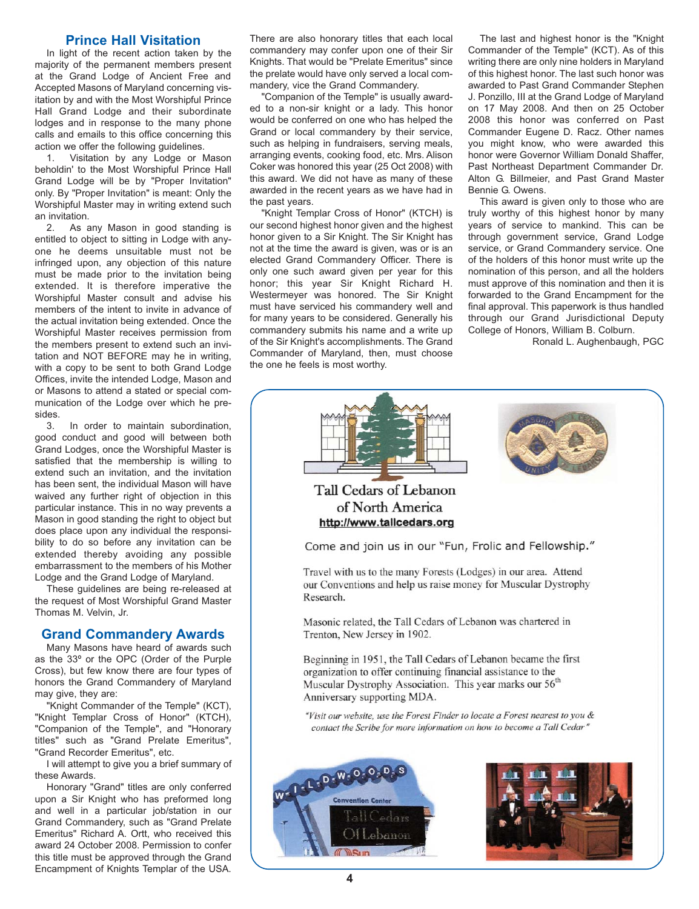## Prince Hall Visitation

In light of the recent action taken by the majority of the permanent members present at the Grand Lodge of Ancient Free and Accepted Masons of Maryland concerning visitation by and with the Most Worshipful Prince Hall Grand Lodge and their subordinate lodges and in response to the many phone calls and emails to this office concerning this action we offer the following guidelines.

1. Visitation by any Lodge or Mason beholdin' to the Most Worshipful Prince Hall Grand Lodge will be by "Proper Invitation" only. By "Proper Invitation" is meant: Only the Worshipful Master may in writing extend such an invitation.

2. As any Mason in good standing is entitled to object to sitting in Lodge with anyone he deems unsuitable must not be infringed upon, any objection of this nature must be made prior to the invitation being extended. It is therefore imperative the Worshipful Master consult and advise his members of the intent to invite in advance of the actual invitation being extended. Once the Worshipful Master receives permission from the members present to extend such an invitation and NOT BEFORE may he in writing, with a copy to be sent to both Grand Lodge Offices, invite the intended Lodge, Mason and or Masons to attend a stated or special communication of the Lodge over which he presides.

3. In order to maintain subordination, good conduct and good will between both Grand Lodges, once the Worshipful Master is satisfied that the membership is willing to extend such an invitation, and the invitation has been sent, the individual Mason will have waived any further right of objection in this particular instance. This in no way prevents a Mason in good standing the right to object but does place upon any individual the responsibility to do so before any invitation can be extended thereby avoiding any possible embarrassment to the members of his Mother Lodge and the Grand Lodge of Maryland.

These guidelines are being re-released at the request of Most Worshipful Grand Master Thomas M. Velvin, Jr.

## Grand Commandery Awards

Many Masons have heard of awards such as the 33° or the OPC (Order of the Purple Cross), but few know there are four types of honors the Grand Commandery of Maryland may give, they are:

"Knight Commander of the Temple" (KCT), "Knight Templar Cross of Honor" (KTCH), "Companion of the Temple", and "Honorary titles" such as "Grand Prelate Emeritus", "Grand Recorder Emeritus", etc.

I will attempt to give you a brief summary of these Awards.

Honorary "Grand" titles are only conferred upon a Sir Knight who has preformed long and well in a particular job/station in our Grand Commandery, such as "Grand Prelate Emeritus" Richard A. Ortt, who received this award 24 October 2008. Permission to confer this title must be approved through the Grand Encampment of Knights Templar of the USA.

There are also honorary titles that each local commandery may confer upon one of their Sir Knights. That would be "Prelate Emeritus" since the prelate would have only served a local commandery, vice the Grand Commandery.

"Companion of the Temple" is usually awarded to a non-sir knight or a lady. This honor would be conferred on one who has helped the Grand or local commandery by their service, such as helping in fundraisers, serving meals, arranging events, cooking food, etc. Mrs. Alison Coker was honored this year (25 Oct 2008) with this award. We did not have as many of these awarded in the recent years as we have had in the past years.

"Knight Templar Cross of Honor" (KTCH) is our second highest honor given and the highest honor given to a Sir Knight. The Sir Knight has not at the time the award is given, was or is an elected Grand Commandery Officer. There is only one such award given per year for this honor; this year Sir Knight Richard H. Westermeyer was honored. The Sir Knight must have serviced his commandery well and for many years to be considered. Generally his commandery submits his name and a write up of the Sir Knight's accomplishments. The Grand Commander of Maryland, then, must choose the one he feels is most worthy.

The last and highest honor is the "Knight Commander of the Temple" (KCT). As of this writing there are only nine holders in Maryland of this highest honor. The last such honor was awarded to Past Grand Commander Stephen J. Ponzillo, III at the Grand Lodge of Maryland on 17 May 2008. And then on 25 October 2008 this honor was conferred on Past Commander Eugene D. Racz. Other names you might know, who were awarded this honor were Governor William Donald Shaffer, Past Northeast Department Commander Dr. Alton G. Billmeier, and Past Grand Master Bennie G. Owens.

This award is given only to those who are truly worthy of this highest honor by many years of service to mankind. This can be through government service, Grand Lodge service, or Grand Commandery service. One of the holders of this honor must write up the nomination of this person, and all the holders must approve of this nomination and then it is forwarded to the Grand Encampment for the final approval. This paperwork is thus handled through our Grand Jurisdictional Deputy College of Honors, William B. Colburn.

Ronald L. Aughenbaugh, PGC

---

**Tall Cedars of Lebanon of North America**
http://www.tallcedars.org

Come and join us in our "Fun, Frolic and Fellowship."

Travel with us to the many Forests (Lodges) in our area. Attend our Conventions and help us raise money for Muscular Dystrophy Research.

Masonic related, the Tall Cedars of Lebanon was chartered in Trenton, New Jersey in 1902.

Beginning in 1951, the Tall Cedars of Lebanon became the first organization to offer continuing financial assistance to the Muscular Dystrophy Association. This year marks our 56th Anniversary supporting MDA.

*"Visit our website, use the Forest Finder to locate a Forest nearest to you & contact the Scribe for more information on how to become a Tall Cedar"*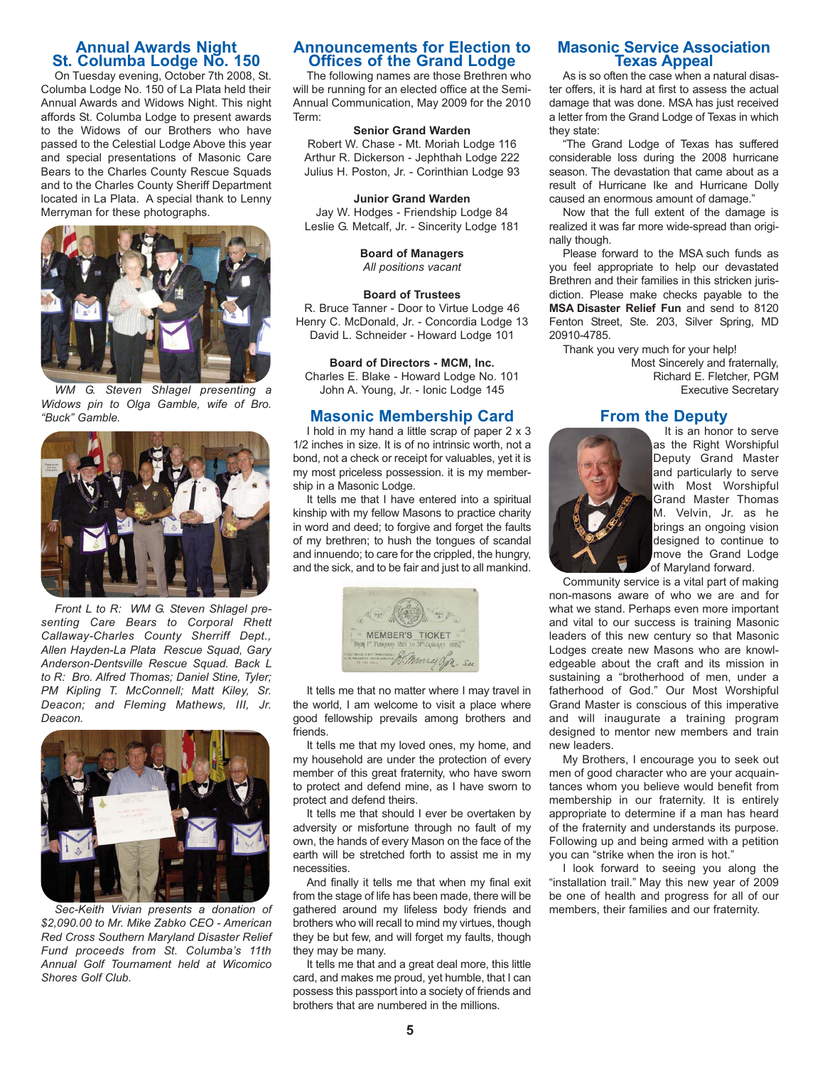## Annual Awards Night St. Columba Lodge No. 150

On Tuesday evening, October 7th 2008, St. Columba Lodge No. 150 of La Plata held their Annual Awards and Widows Night. This night affords St. Columba Lodge to present awards to the Widows of our Brothers who have passed to the Celestial Lodge Above this year and special presentations of Masonic Care Bears to the Charles County Rescue Squads and to the Charles County Sheriff Department located in La Plata. A special thank to Lenny Merryman for these photographs.

*WM G. Steven Shlagel presenting a Widows pin to Olga Gamble, wife of Bro. "Buck" Gamble.*

*Front L to R: WM G. Steven Shlagel presenting Care Bears to Corporal Rhett Callaway-Charles County Sherriff Dept., Allen Hayden-La Plata Rescue Squad, Gary Anderson-Dentsville Rescue Squad. Back L to R: Bro. Alfred Thomas; Daniel Stine, Tyler; PM Kipling T. McConnell; Matt Kiley, Sr. Deacon; and Fleming Mathews, III, Jr. Deacon.*

*Sec-Keith Vivian presents a donation of $2,090.00 to Mr. Mike Zabko CEO - American Red Cross Southern Maryland Disaster Relief Fund proceeds from St. Columba's 11th Annual Golf Tournament held at Wicomico Shores Golf Club.*

## Announcements for Election to Offices of the Grand Lodge

The following names are those Brethren who will be running for an elected office at the Semi-Annual Communication, May 2009 for the 2010 Term:

**Senior Grand Warden**
Robert W. Chase - Mt. Moriah Lodge 116
Arthur R. Dickerson - Jephthah Lodge 222
Julius H. Poston, Jr. - Corinthian Lodge 93

**Junior Grand Warden**
Jay W. Hodges - Friendship Lodge 84
Leslie G. Metcalf, Jr. - Sincerity Lodge 181

**Board of Managers**
*All positions vacant*

**Board of Trustees**
R. Bruce Tanner - Door to Virtue Lodge 46
Henry C. McDonald, Jr. - Concordia Lodge 13
David L. Schneider - Howard Lodge 101

**Board of Directors - MCM, Inc.**
Charles E. Blake - Howard Lodge No. 101
John A. Young, Jr. - Ionic Lodge 145

## Masonic Membership Card

I hold in my hand a little scrap of paper 2 x 3 1/2 inches in size. It is of no intrinsic worth, not a bond, not a check or receipt for valuables, yet it is my most priceless possession. it is my membership in a Masonic Lodge.

It tells me that I have entered into a spiritual kinship with my fellow Masons to practice charity in word and deed; to forgive and forget the faults of my brethren; to hush the tongues of scandal and innuendo; to care for the crippled, the hungry, and the sick, and to be fair and just to all mankind.

It tells me that no matter where I may travel in the world, I am welcome to visit a place where good fellowship prevails among brothers and friends.

It tells me that my loved ones, my home, and my household are under the protection of every member of this great fraternity, who have sworn to protect and defend mine, as I have sworn to protect and defend theirs.

It tells me that should I ever be overtaken by adversity or misfortune through no fault of my own, the hands of every Mason on the face of the earth will be stretched forth to assist me in my necessities.

And finally it tells me that when my final exit from the stage of life has been made, there will be gathered around my lifeless body friends and brothers who will recall to mind my virtues, though they be but few, and will forget my faults, though they may be many.

It tells me that and a great deal more, this little card, and makes me proud, yet humble, that I can possess this passport into a society of friends and brothers that are numbered in the millions.

## Masonic Service Association Texas Appeal

As is so often the case when a natural disaster offers, it is hard at first to assess the actual damage that was done. MSA has just received a letter from the Grand Lodge of Texas in which they state:

"The Grand Lodge of Texas has suffered considerable loss during the 2008 hurricane season. The devastation that came about as a result of Hurricane Ike and Hurricane Dolly caused an enormous amount of damage."

Now that the full extent of the damage is realized it was far more wide-spread than originally though.

Please forward to the MSA such funds as you feel appropriate to help our devastated Brethren and their families in this stricken jurisdiction. Please make checks payable to the **MSA Disaster Relief Fun** and send to 8120 Fenton Street, Ste. 203, Silver Spring, MD 20910-4785.

Thank you very much for your help!

Most Sincerely and fraternally,
Richard E. Fletcher, PGM
Executive Secretary

## From the Deputy

It is an honor to serve as the Right Worshipful Deputy Grand Master and particularly to serve with Most Worshipful Grand Master Thomas M. Velvin, Jr. as he brings an ongoing vision designed to continue to move the Grand Lodge of Maryland forward.

Community service is a vital part of making non-masons aware of who we are and for what we stand. Perhaps even more important and vital to our success is training Masonic leaders of this new century so that Masonic Lodges create new Masons who are knowledgeable about the craft and its mission in sustaining a "brotherhood of men, under a fatherhood of God." Our Most Worshipful Grand Master is conscious of this imperative and will inaugurate a training program designed to mentor new members and train new leaders.

My Brothers, I encourage you to seek out men of good character who are your acquaintances whom you believe would benefit from membership in our fraternity. It is entirely appropriate to determine if a man has heard of the fraternity and understands its purpose. Following up and being armed with a petition you can "strike when the iron is hot."

I look forward to seeing you along the "installation trail." May this new year of 2009 be one of health and progress for all of our members, their families and our fraternity.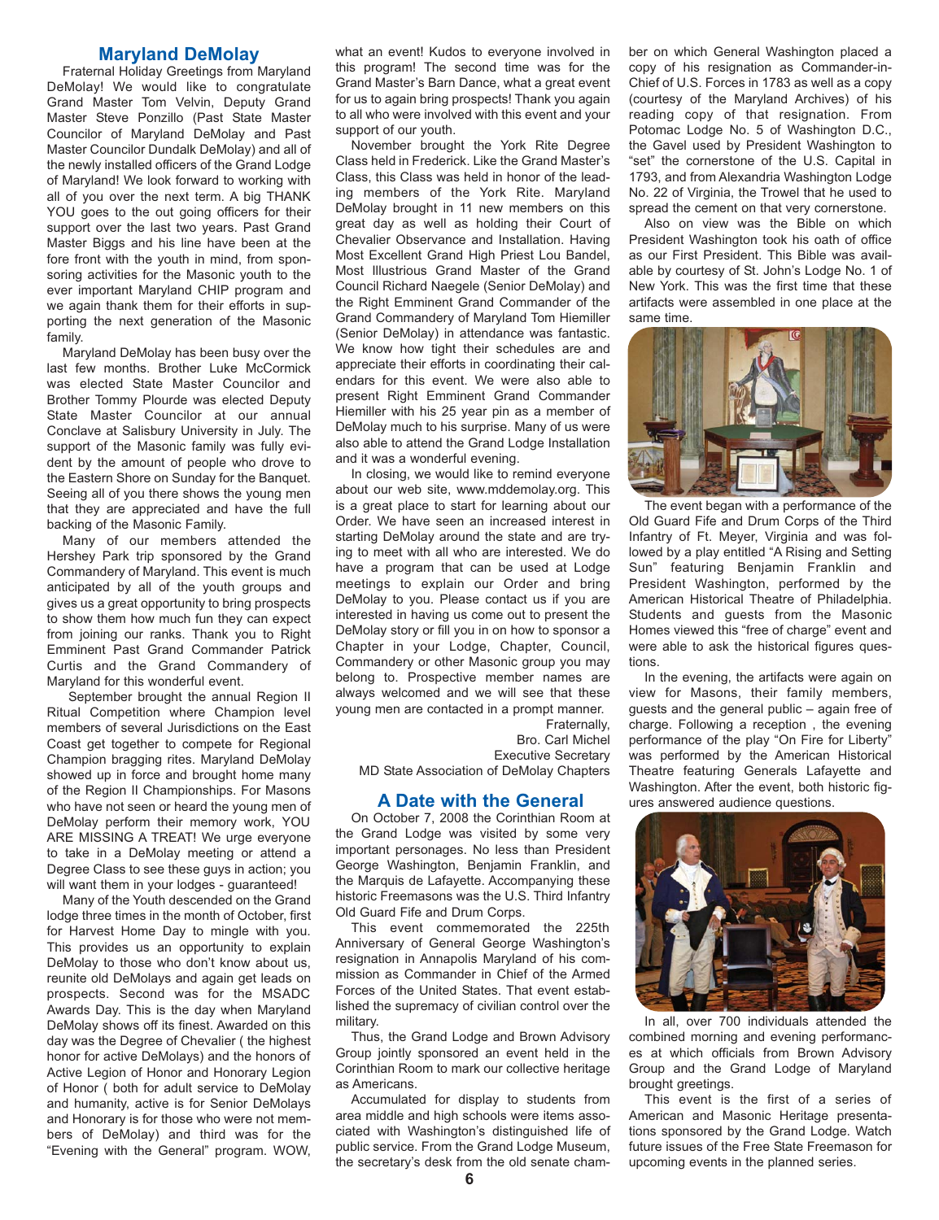## Maryland DeMolay

Fraternal Holiday Greetings from Maryland DeMolay! We would like to congratulate Grand Master Tom Velvin, Deputy Grand Master Steve Ponzillo (Past State Master Councilor of Maryland DeMolay and Past Master Councilor Dundalk DeMolay) and all of the newly installed officers of the Grand Lodge of Maryland! We look forward to working with all of you over the next term. A big THANK YOU goes to the out going officers for their support over the last two years. Past Grand Master Biggs and his line have been at the fore front with the youth in mind, from sponsoring activities for the Masonic youth to the ever important Maryland CHIP program and we again thank them for their efforts in supporting the next generation of the Masonic family.

Maryland DeMolay has been busy over the last few months. Brother Luke McCormick was elected State Master Councilor and Brother Tommy Plourde was elected Deputy State Master Councilor at our annual Conclave at Salisbury University in July. The support of the Masonic family was fully evident by the amount of people who drove to the Eastern Shore on Sunday for the Banquet. Seeing all of you there shows the young men that they are appreciated and have the full backing of the Masonic Family.

Many of our members attended the Hershey Park trip sponsored by the Grand Commandery of Maryland. This event is much anticipated by all of the youth groups and gives us a great opportunity to bring prospects to show them how much fun they can expect from joining our ranks. Thank you to Right Eminent Past Grand Commander Patrick Curtis and the Grand Commandery of Maryland for this wonderful event.

September brought the annual Region II Ritual Competition where Champion level members of several Jurisdictions on the East Coast get together to compete for Regional Champion bragging rites. Maryland DeMolay showed up in force and brought home many of the Region II Championships. For Masons who have not seen or heard the young men of DeMolay perform their memory work, YOU ARE MISSING A TREAT! We urge everyone to take in a DeMolay meeting or attend a Degree Class to see these guys in action; you will want them in your lodges - guaranteed!

Many of the Youth descended on the Grand lodge three times in the month of October, first for Harvest Home Day to mingle with you. This provides us an opportunity to explain DeMolay to those who don't know about us, reunite old DeMolays and again get leads on prospects. Second was for the MSADC Awards Day. This is the day when Maryland DeMolay shows off its finest. Awarded on this day was the Degree of Chevalier ( the highest honor for active DeMolays) and the honors of Active Legion of Honor and Honorary Legion of Honor ( both for adult service to DeMolay and humanity, active is for Senior DeMolays and Honorary is for those who were not members of DeMolay) and third was for the "Evening with the General" program. WOW, what an event! Kudos to everyone involved in this program! The second time was for the Grand Master's Barn Dance, what a great event for us to again bring prospects! Thank you again to all who were involved with this event and your support of our youth.

November brought the York Rite Degree Class held in Frederick. Like the Grand Master's Class, this Class was held in honor of the leading members of the York Rite. Maryland DeMolay brought in 11 new members on this great day as well as holding their Court of Chevalier Observance and Installation. Having Most Excellent Grand High Priest Lou Bandel, Most Illustrious Grand Master of the Grand Council Richard Naegele (Senior DeMolay) and the Right Eminent Grand Commander of the Grand Commandery of Maryland Tom Hiemiller (Senior DeMolay) in attendance was fantastic. We know how tight their schedules are and appreciate their efforts in coordinating their calendars for this event. We were also able to present Right Emminent Grand Commander Hiemiller with his 25 year pin as a member of DeMolay much to his surprise. Many of us were also able to attend the Grand Lodge Installation and it was a wonderful evening.

In closing, we would like to remind everyone about our web site, www.mddemolay.org. This is a great place to start for learning about our Order. We have seen an increased interest in starting DeMolay around the state and are trying to meet with all who are interested. We do have a program that can be used at Lodge meetings to explain our Order and bring DeMolay to you. Please contact us if you are interested in having us come out to present the DeMolay story or fill you in on how to sponsor a Chapter in your Lodge, Chapter, Council, Commandery or other Masonic group you may belong to. Prospective member names are always welcomed and we will see that these young men are contacted in a prompt manner.

Fraternally,
Bro. Carl Michel
Executive Secretary
MD State Association of DeMolay Chapters

## A Date with the General

On October 7, 2008 the Corinthian Room at the Grand Lodge was visited by some very important personages. No less than President George Washington, Benjamin Franklin, and the Marquis de Lafayette. Accompanying these historic Freemasons was the U.S. Third Infantry Old Guard Fife and Drum Corps.

This event commemorated the 225th Anniversary of General George Washington's resignation in Annapolis Maryland of his commission as Commander in Chief of the Armed Forces of the United States. That event established the supremacy of civilian control over the military.

Thus, the Grand Lodge and Brown Advisory Group jointly sponsored an event held in the Corinthian Room to mark our collective heritage as Americans.

Accumulated for display to students from area middle and high schools were items associated with Washington's distinguished life of public service. From the Grand Lodge Museum, the secretary's desk from the old senate chamber on which General Washington placed a copy of his resignation as Commander-in-Chief of U.S. Forces in 1783 as well as a copy (courtesy of the Maryland Archives) of his reading copy of that resignation. From Potomac Lodge No. 5 of Washington D.C., the Gavel used by President Washington to "set" the cornerstone of the U.S. Capital in 1793, and from Alexandria Washington Lodge No. 22 of Virginia, the Trowel that he used to spread the cement on that very cornerstone.

Also on view was the Bible on which President Washington took his oath of office as our First President. This Bible was available by courtesy of St. John's Lodge No. 1 of New York. This was the first time that these artifacts were assembled in one place at the same time.

The event began with a performance of the Old Guard Fife and Drum Corps of the Third Infantry of Ft. Meyer, Virginia and was followed by a play entitled "A Rising and Setting Sun" featuring Benjamin Franklin and President Washington, performed by the American Historical Theatre of Philadelphia. Students and guests from the Masonic Homes viewed this "free of charge" event and were able to ask the historical figures questions.

In the evening, the artifacts were again on view for Masons, their family members, guests and the general public – again free of charge. Following a reception , the evening performance of the play "On Fire for Liberty" was performed by the American Historical Theatre featuring Generals Lafayette and Washington. After the event, both historic figures answered audience questions.

In all, over 700 individuals attended the combined morning and evening performances at which officials from Brown Advisory Group and the Grand Lodge of Maryland brought greetings.

This event is the first of a series of American and Masonic Heritage presentations sponsored by the Grand Lodge. Watch future issues of the Free State Freemason for upcoming events in the planned series.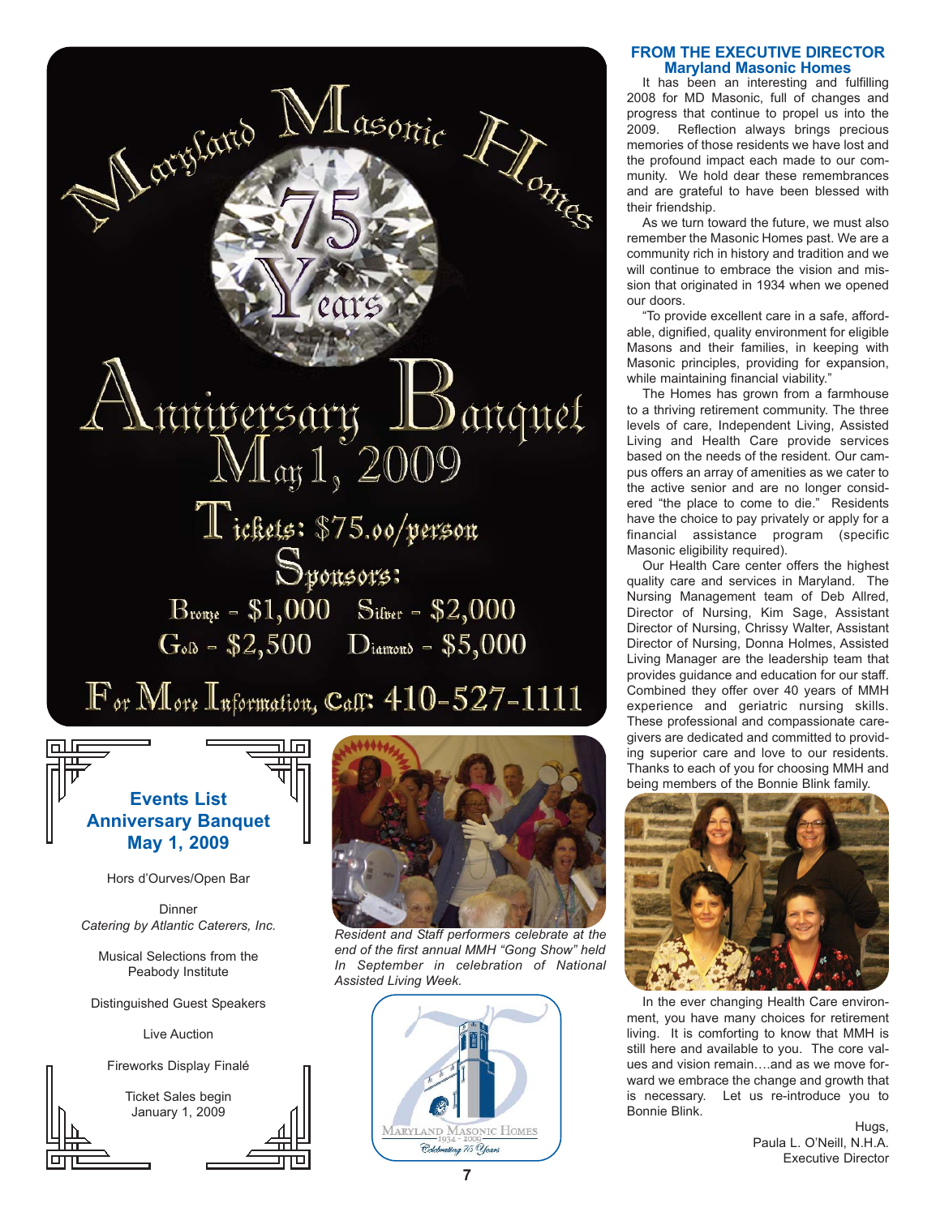# Maryland Masonic Homes 75 Years

## Anniversary Banquet May 1, 2009

Tickets: $75.00/person

Sponsors:

Bronze - $1,000 Silver - $2,000

Gold - $2,500 Diamond - $5,000

For More Information, Call: 410-527-1111

### Events List Anniversary Banquet May 1, 2009

Hors d'Ourves/Open Bar

Dinner
*Catering by Atlantic Caterers, Inc.*

Musical Selections from the Peabody Institute

Distinguished Guest Speakers

Live Auction

Fireworks Display Finalé

Ticket Sales begin January 1, 2009

*Resident and Staff performers celebrate at the end of the first annual MMH "Gong Show" held In September in celebration of National Assisted Living Week.*

Maryland Masonic Homes
1934 - 2009
Celebrating 75 Years

## FROM THE EXECUTIVE DIRECTOR Maryland Masonic Homes

It has been an interesting and fulfilling 2008 for MD Masonic, full of changes and progress that continue to propel us into the 2009. Reflection always brings precious memories of those residents we have lost and the profound impact each made to our community. We hold dear these remembrances and are grateful to have been blessed with their friendship.

As we turn toward the future, we must also remember the Masonic Homes past. We are a community rich in history and tradition and we will continue to embrace the vision and mission that originated in 1934 when we opened our doors.

"To provide excellent care in a safe, affordable, dignified, quality environment for eligible Masons and their families, in keeping with Masonic principles, providing for expansion, while maintaining financial viability."

The Homes has grown from a farmhouse to a thriving retirement community. The three levels of care, Independent Living, Assisted Living and Health Care provide services based on the needs of the resident. Our campus offers an array of amenities as we cater to the active senior and are no longer considered "the place to come to die." Residents have the choice to pay privately or apply for a financial assistance program (specific Masonic eligibility required).

Our Health Care center offers the highest quality care and services in Maryland. The Nursing Management team of Deb Allred, Director of Nursing, Kim Sage, Assistant Director of Nursing, Chrissy Walter, Assistant Director of Nursing, Donna Holmes, Assisted Living Manager are the leadership team that provides guidance and education for our staff. Combined they offer over 40 years of MMH experience and geriatric nursing skills. These professional and compassionate caregivers are dedicated and committed to providing superior care and love to our residents. Thanks to each of you for choosing MMH and being members of the Bonnie Blink family.

In the ever changing Health Care environment, you have many choices for retirement living. It is comforting to know that MMH is still here and available to you. The core values and vision remain….and as we move forward we embrace the change and growth that is necessary. Let us re-introduce you to Bonnie Blink.

Hugs,
Paula L. O'Neill, N.H.A.
Executive Director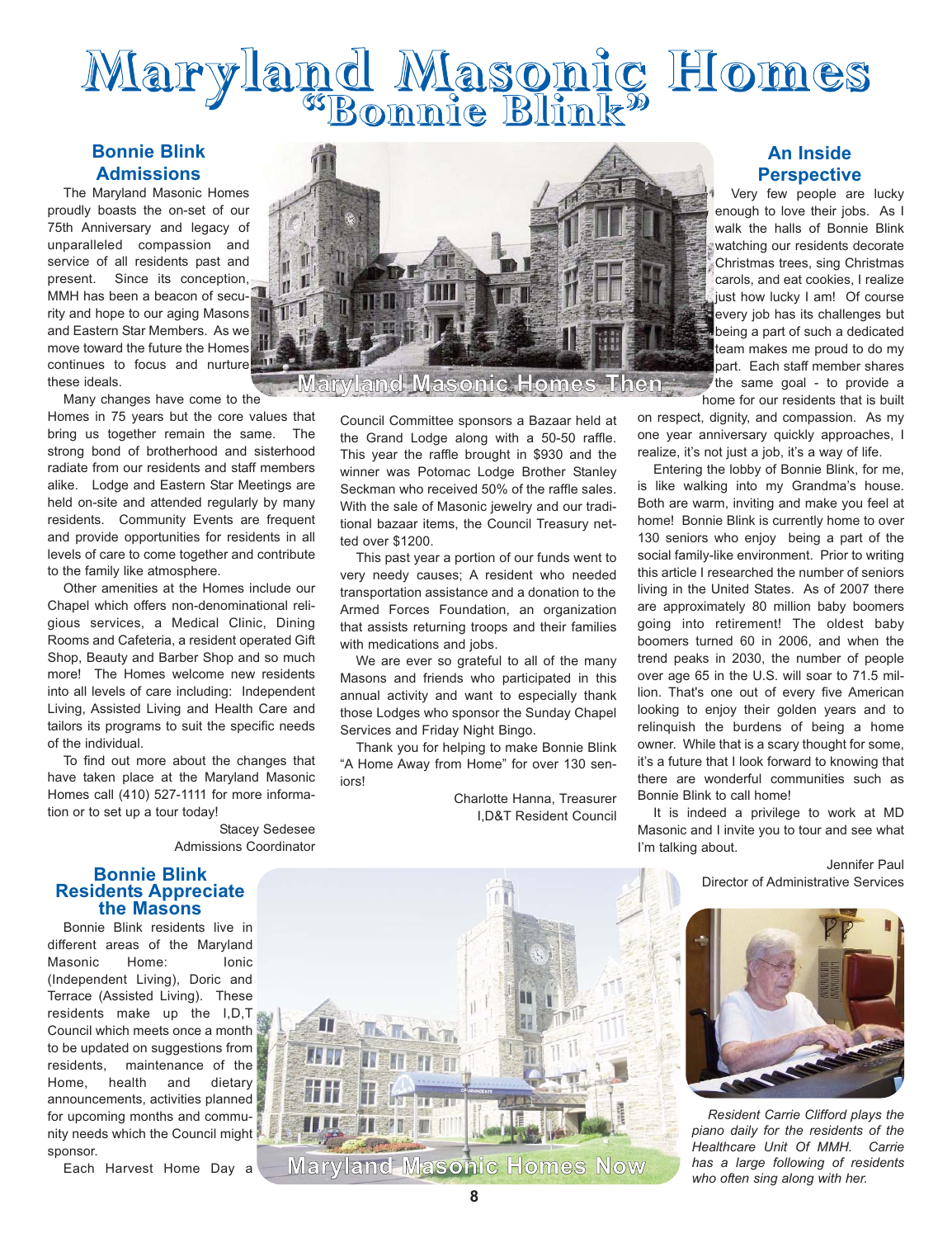# Maryland Masonic Homes
## "Bonnie Blink"

### Bonnie Blink Admissions

The Maryland Masonic Homes proudly boasts the on-set of our 75th Anniversary and legacy of unparalleled compassion and service of all residents past and present. Since its conception, MMH has been a beacon of security and hope to our aging Masons and Eastern Star Members. As we move toward the future the Homes continues to focus and nurture these ideals.

Many changes have come to the Homes in 75 years but the core values that bring us together remain the same. The strong bond of brotherhood and sisterhood radiate from our residents and staff members alike. Lodge and Eastern Star Meetings are held on-site and attended regularly by many residents. Community Events are frequent and provide opportunities for residents in all levels of care to come together and contribute to the family like atmosphere.

Other amenities at the Homes include our Chapel which offers non-denominational religious services, a Medical Clinic, Dining Rooms and Cafeteria, a resident operated Gift Shop, Beauty and Barber Shop and so much more! The Homes welcome new residents into all levels of care including: Independent Living, Assisted Living and Health Care and tailors its programs to suit the specific needs of the individual.

To find out more about the changes that have taken place at the Maryland Masonic Homes call (410) 527-1111 for more information or to set up a tour today!

Stacey Sedesee
Admissions Coordinator

Maryland Masonic Homes Then

### Bonnie Blink Residents Appreciate the Masons

Bonnie Blink residents live in different areas of the Maryland Masonic Home: Ionic (Independent Living), Doric and Terrace (Assisted Living). These residents make up the I,D,T Council which meets once a month to be updated on suggestions from residents, maintenance of the Home, health and dietary announcements, activities planned for upcoming months and community needs which the Council might sponsor.

Each Harvest Home Day a Council Committee sponsors a Bazaar held at the Grand Lodge along with a 50-50 raffle. This year the raffle brought in $930 and the winner was Potomac Lodge Brother Stanley Seckman who received 50% of the raffle sales. With the sale of Masonic jewelry and our traditional bazaar items, the Council Treasury netted over $1200.

This past year a portion of our funds went to very needy causes; A resident who needed transportation assistance and a donation to the Armed Forces Foundation, an organization that assists returning troops and their families with medications and jobs.

We are ever so grateful to all of the many Masons and friends who participated in this annual activity and want to especially thank those Lodges who sponsor the Sunday Chapel Services and Friday Night Bingo.

Thank you for helping to make Bonnie Blink "A Home Away from Home" for over 130 seniors!

Charlotte Hanna, Treasurer
I,D&T Resident Council

Maryland Masonic Homes Now

### An Inside Perspective

Very few people are lucky enough to love their jobs. As I walk the halls of Bonnie Blink watching our residents decorate Christmas trees, sing Christmas carols, and eat cookies, I realize just how lucky I am! Of course every job has its challenges but being a part of such a dedicated team makes me proud to do my part. Each staff member shares the same goal - to provide a home for our residents that is built on respect, dignity, and compassion. As my one year anniversary quickly approaches, I realize, it's not just a job, it's a way of life.

Entering the lobby of Bonnie Blink, for me, is like walking into my Grandma's house. Both are warm, inviting and make you feel at home! Bonnie Blink is currently home to over 130 seniors who enjoy being a part of the social family-like environment. Prior to writing this article I researched the number of seniors living in the United States. As of 2007 there are approximately 80 million baby boomers going into retirement! The oldest baby boomers turned 60 in 2006, and when the trend peaks in 2030, the number of people over age 65 in the U.S. will soar to 71.5 million. That's one out of every five American looking to enjoy their golden years and to relinquish the burdens of being a home owner. While that is a scary thought for some, it's a future that I look forward to knowing that there are wonderful communities such as Bonnie Blink to call home!

It is indeed a privilege to work at MD Masonic and I invite you to tour and see what I'm talking about.

Jennifer Paul
Director of Administrative Services

*Resident Carrie Clifford plays the piano daily for the residents of the Healthcare Unit Of MMH. Carrie has a large following of residents who often sing along with her.*